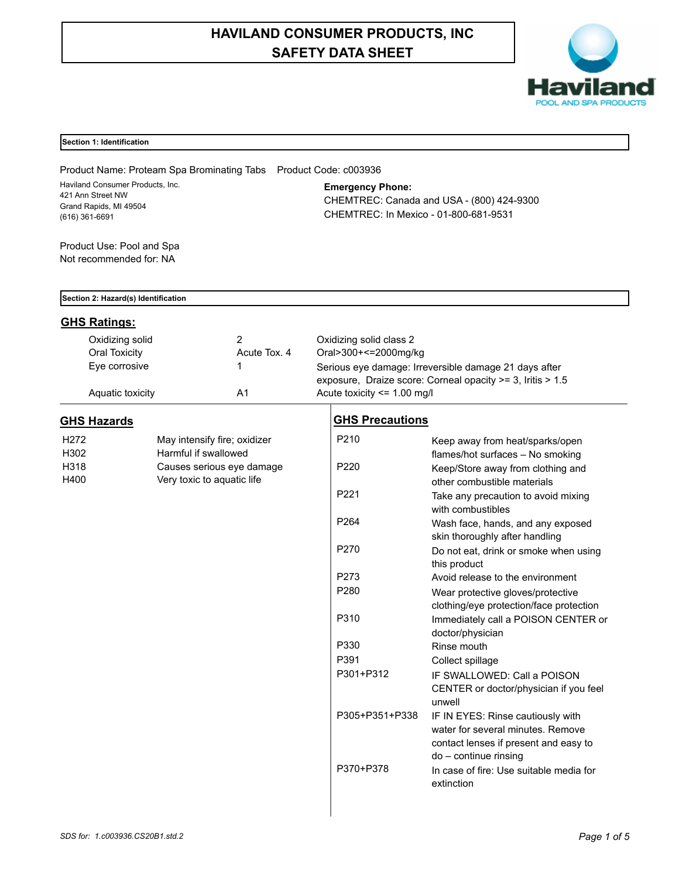# HAVILAND CONSUMER PRODUCTS, INC
# SAFETY DATA SHEET

## Section 1: Identification

Product Name: Proteam Spa Brominating Tabs    Product Code: c003936

Haviland Consumer Products, Inc.
421 Ann Street NW
Grand Rapids, MI 49504
(616) 361-6691

**Emergency Phone:**
CHEMTREC: Canada and USA - (800) 424-9300
CHEMTREC: In Mexico - 01-800-681-9531

Product Use: Pool and Spa
Not recommended for: NA

## Section 2: Hazard(s) Identification

### GHS Ratings:

| | | |
|---|---|---|
| Oxidizing solid | 2 | Oxidizing solid class 2 |
| Oral Toxicity | Acute Tox. 4 | Oral>300+<=2000mg/kg |
| Eye corrosive | 1 | Serious eye damage: Irreversible damage 21 days after exposure, Draize score: Corneal opacity >= 3, Iritis > 1.5 |
| Aquatic toxicity | A1 | Acute toxicity <= 1.00 mg/l |

### GHS Hazards

| | |
|---|---|
| H272 | May intensify fire; oxidizer |
| H302 | Harmful if swallowed |
| H318 | Causes serious eye damage |
| H400 | Very toxic to aquatic life |

### GHS Precautions

| | |
|---|---|
| P210 | Keep away from heat/sparks/open flames/hot surfaces – No smoking |
| P220 | Keep/Store away from clothing and other combustible materials |
| P221 | Take any precaution to avoid mixing with combustibles |
| P264 | Wash face, hands, and any exposed skin thoroughly after handling |
| P270 | Do not eat, drink or smoke when using this product |
| P273 | Avoid release to the environment |
| P280 | Wear protective gloves/protective clothing/eye protection/face protection |
| P310 | Immediately call a POISON CENTER or doctor/physician |
| P330 | Rinse mouth |
| P391 | Collect spillage |
| P301+P312 | IF SWALLOWED: Call a POISON CENTER or doctor/physician if you feel unwell |
| P305+P351+P338 | IF IN EYES: Rinse cautiously with water for several minutes. Remove contact lenses if present and easy to do – continue rinsing |
| P370+P378 | In case of fire: Use suitable media for extinction |

SDS for: 1.c003936.CS20B1.std.2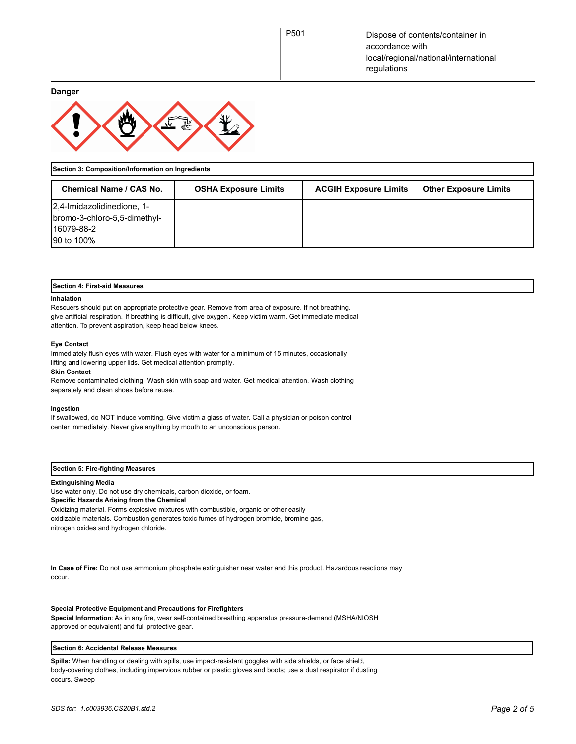| | |
|---|---|
| P501 | Dispose of contents/container in accordance with local/regional/national/international regulations |

**Danger**

## Section 3: Composition/Information on Ingredients

| Chemical Name / CAS No. | OSHA Exposure Limits | ACGIH Exposure Limits | Other Exposure Limits |
|---|---|---|---|
| 2,4-Imidazolidinedione, 1-bromo-3-chloro-5,5-dimethyl-<br>16079-88-2<br>90 to 100% | | | |

## Section 4: First-aid Measures

**Inhalation**

Rescuers should put on appropriate protective gear. Remove from area of exposure. If not breathing, give artificial respiration. If breathing is difficult, give oxygen. Keep victim warm. Get immediate medical attention. To prevent aspiration, keep head below knees.

**Eye Contact**

Immediately flush eyes with water. Flush eyes with water for a minimum of 15 minutes, occasionally lifting and lowering upper lids. Get medical attention promptly.

**Skin Contact**

Remove contaminated clothing. Wash skin with soap and water. Get medical attention. Wash clothing separately and clean shoes before reuse.

**Ingestion**

If swallowed, do NOT induce vomiting. Give victim a glass of water. Call a physician or poison control center immediately. Never give anything by mouth to an unconscious person.

## Section 5: Fire-fighting Measures

**Extinguishing Media**

Use water only. Do not use dry chemicals, carbon dioxide, or foam.

**Specific Hazards Arising from the Chemical**

Oxidizing material. Forms explosive mixtures with combustible, organic or other easily oxidizable materials. Combustion generates toxic fumes of hydrogen bromide, bromine gas, nitrogen oxides and hydrogen chloride.

**In Case of Fire:** Do not use ammonium phosphate extinguisher near water and this product. Hazardous reactions may occur.

**Special Protective Equipment and Precautions for Firefighters**

**Special Information**: As in any fire, wear self-contained breathing apparatus pressure-demand (MSHA/NIOSH approved or equivalent) and full protective gear.

## Section 6: Accidental Release Measures

**Spills:** When handling or dealing with spills, use impact-resistant goggles with side shields, or face shield, body-covering clothes, including impervious rubber or plastic gloves and boots; use a dust respirator if dusting occurs. Sweep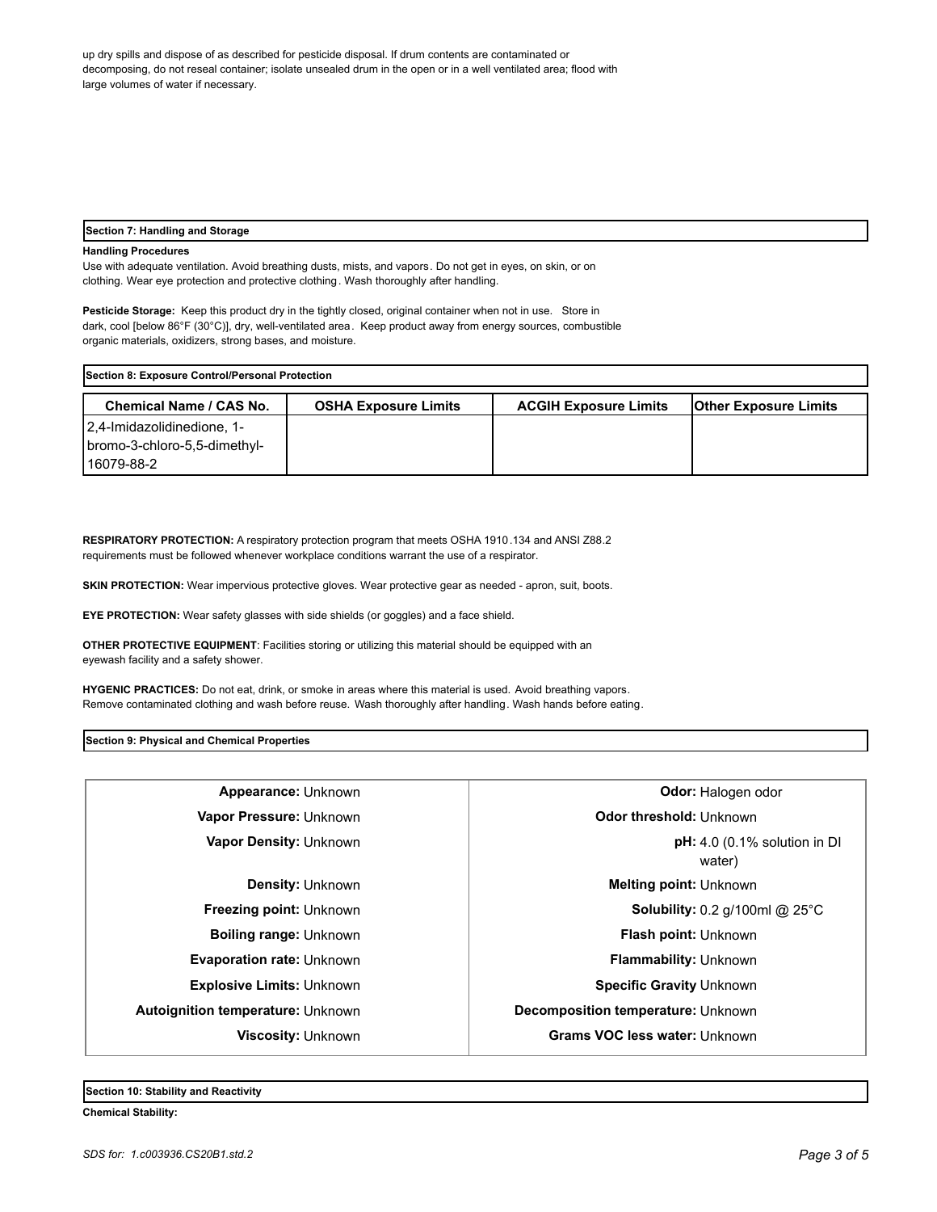up dry spills and dispose of as described for pesticide disposal. If drum contents are contaminated or decomposing, do not reseal container; isolate unsealed drum in the open or in a well ventilated area; flood with large volumes of water if necessary.

## Section 7: Handling and Storage

**Handling Procedures**

Use with adequate ventilation. Avoid breathing dusts, mists, and vapors. Do not get in eyes, on skin, or on clothing. Wear eye protection and protective clothing. Wash thoroughly after handling.

**Pesticide Storage:** Keep this product dry in the tightly closed, original container when not in use. Store in dark, cool [below 86°F (30°C)], dry, well-ventilated area. Keep product away from energy sources, combustible organic materials, oxidizers, strong bases, and moisture.

## Section 8: Exposure Control/Personal Protection

| Chemical Name / CAS No. | OSHA Exposure Limits | ACGIH Exposure Limits | Other Exposure Limits |
|---|---|---|---|
| 2,4-Imidazolidinedione, 1-bromo-3-chloro-5,5-dimethyl- 16079-88-2 | | | |

**RESPIRATORY PROTECTION:** A respiratory protection program that meets OSHA 1910.134 and ANSI Z88.2 requirements must be followed whenever workplace conditions warrant the use of a respirator.

**SKIN PROTECTION:** Wear impervious protective gloves. Wear protective gear as needed - apron, suit, boots.

**EYE PROTECTION:** Wear safety glasses with side shields (or goggles) and a face shield.

**OTHER PROTECTIVE EQUIPMENT**: Facilities storing or utilizing this material should be equipped with an eyewash facility and a safety shower.

**HYGENIC PRACTICES:** Do not eat, drink, or smoke in areas where this material is used. Avoid breathing vapors. Remove contaminated clothing and wash before reuse. Wash thoroughly after handling. Wash hands before eating.

## Section 9: Physical and Chemical Properties

| | |
|---|---|
| **Appearance:** Unknown | **Odor:** Halogen odor |
| **Vapor Pressure:** Unknown | **Odor threshold:** Unknown |
| **Vapor Density:** Unknown | **pH:** 4.0 (0.1% solution in DI water) |
| **Density:** Unknown | **Melting point:** Unknown |
| **Freezing point:** Unknown | **Solubility:** 0.2 g/100ml @ 25°C |
| **Boiling range:** Unknown | **Flash point:** Unknown |
| **Evaporation rate:** Unknown | **Flammability:** Unknown |
| **Explosive Limits:** Unknown | **Specific Gravity** Unknown |
| **Autoignition temperature:** Unknown | **Decomposition temperature:** Unknown |
| **Viscosity:** Unknown | **Grams VOC less water:** Unknown |

## Section 10: Stability and Reactivity

**Chemical Stability:**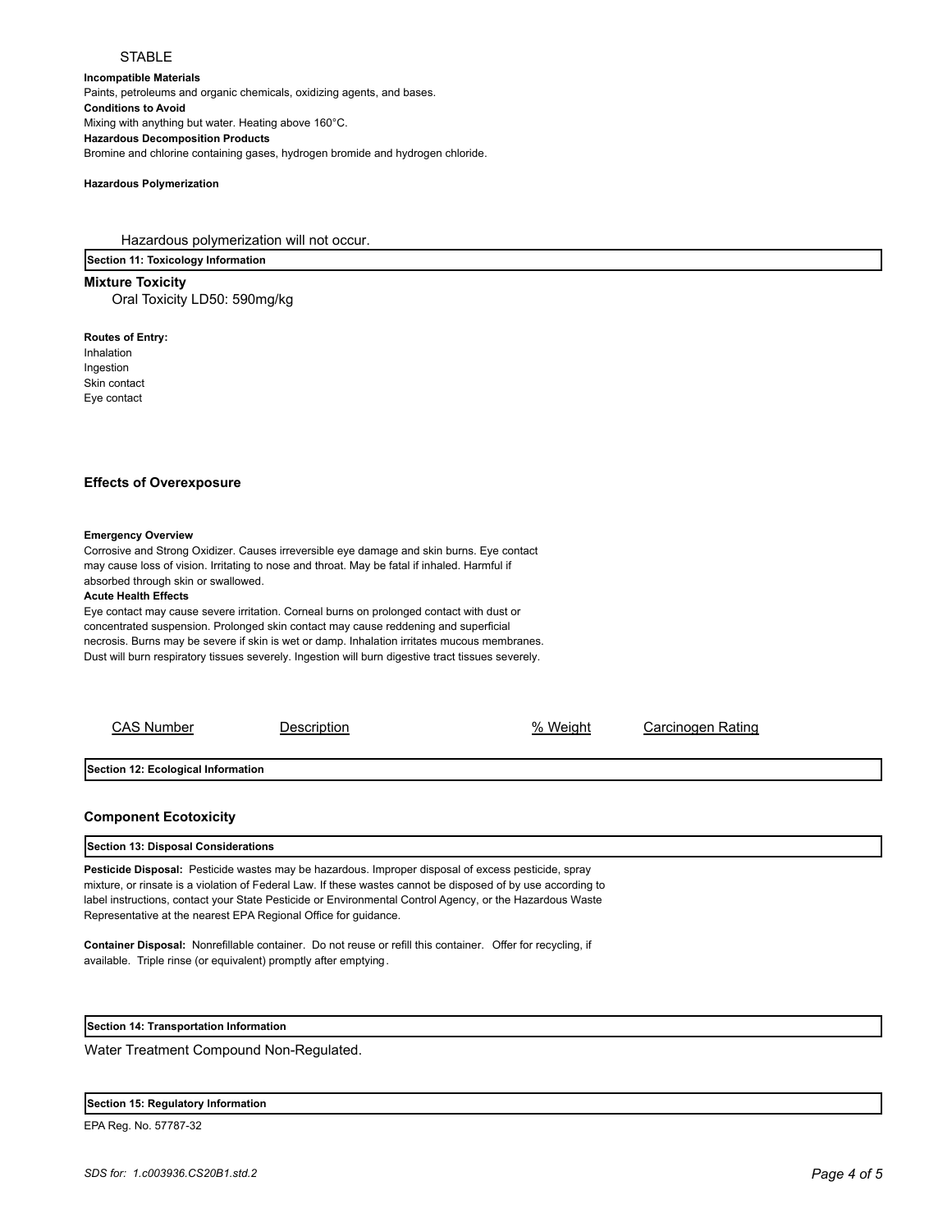STABLE

**Incompatible Materials**

Paints, petroleums and organic chemicals, oxidizing agents, and bases.

**Conditions to Avoid**

Mixing with anything but water. Heating above 160°C.

**Hazardous Decomposition Products**

Bromine and chlorine containing gases, hydrogen bromide and hydrogen chloride.

**Hazardous Polymerization**

Hazardous polymerization will not occur.

## Section 11: Toxicology Information

### Mixture Toxicity

Oral Toxicity LD50: 590mg/kg

**Routes of Entry:**

Inhalation
Ingestion
Skin contact
Eye contact

### Effects of Overexposure

**Emergency Overview**

Corrosive and Strong Oxidizer. Causes irreversible eye damage and skin burns. Eye contact may cause loss of vision. Irritating to nose and throat. May be fatal if inhaled. Harmful if absorbed through skin or swallowed.

**Acute Health Effects**

Eye contact may cause severe irritation. Corneal burns on prolonged contact with dust or concentrated suspension. Prolonged skin contact may cause reddening and superficial necrosis. Burns may be severe if skin is wet or damp. Inhalation irritates mucous membranes. Dust will burn respiratory tissues severely. Ingestion will burn digestive tract tissues severely.

| CAS Number | Description | % Weight | Carcinogen Rating |
| --- | --- | --- | --- |

## Section 12: Ecological Information

### Component Ecotoxicity

## Section 13: Disposal Considerations

**Pesticide Disposal:** Pesticide wastes may be hazardous. Improper disposal of excess pesticide, spray mixture, or rinsate is a violation of Federal Law. If these wastes cannot be disposed of by use according to label instructions, contact your State Pesticide or Environmental Control Agency, or the Hazardous Waste Representative at the nearest EPA Regional Office for guidance.

**Container Disposal:** Nonrefillable container. Do not reuse or refill this container. Offer for recycling, if available. Triple rinse (or equivalent) promptly after emptying.

## Section 14: Transportation Information

Water Treatment Compound Non-Regulated.

## Section 15: Regulatory Information

EPA Reg. No. 57787-32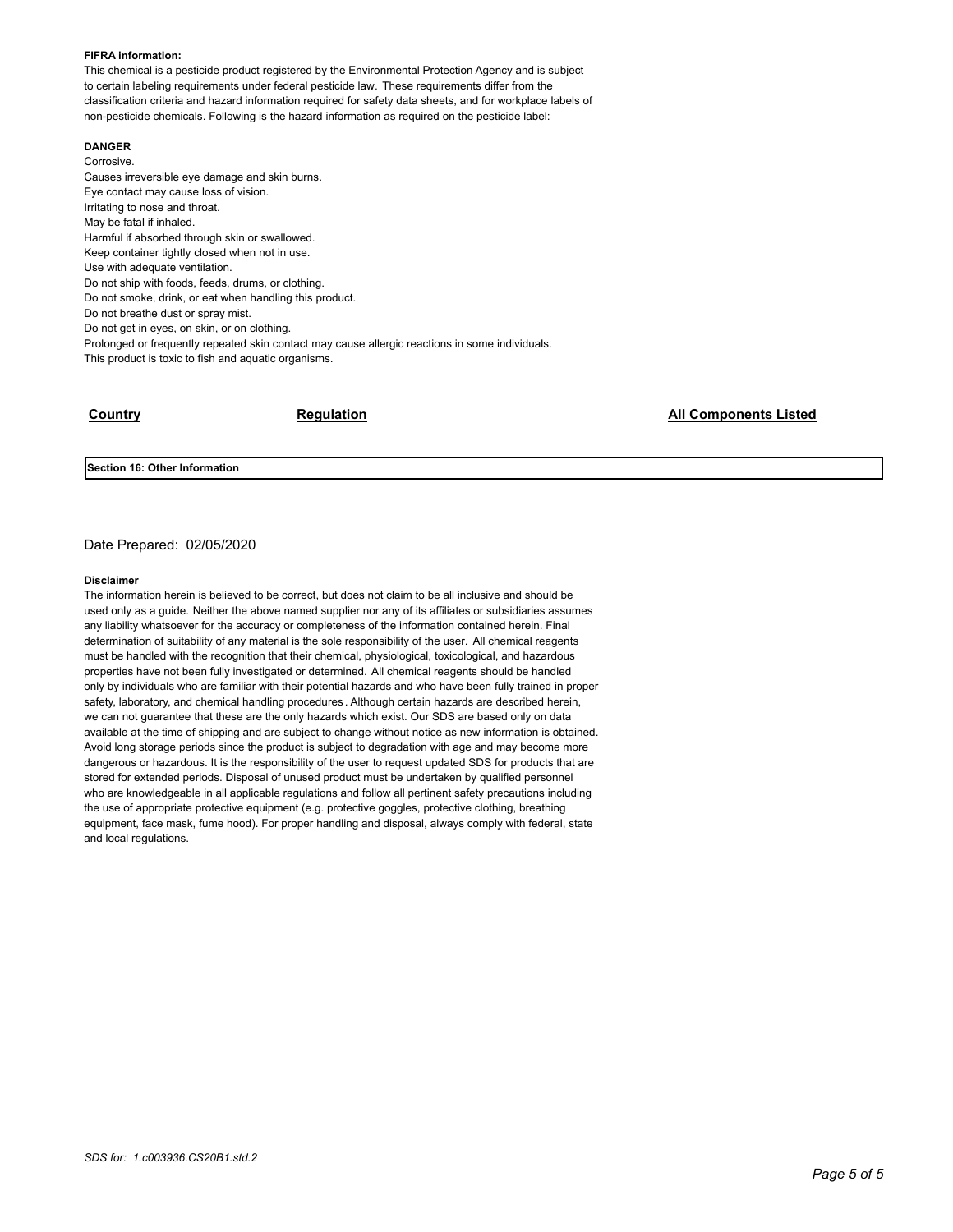**FIFRA information:**

This chemical is a pesticide product registered by the Environmental Protection Agency and is subject to certain labeling requirements under federal pesticide law. These requirements differ from the classification criteria and hazard information required for safety data sheets, and for workplace labels of non-pesticide chemicals. Following is the hazard information as required on the pesticide label:

**DANGER**

Corrosive.
Causes irreversible eye damage and skin burns.
Eye contact may cause loss of vision.
Irritating to nose and throat.
May be fatal if inhaled.
Harmful if absorbed through skin or swallowed.
Keep container tightly closed when not in use.
Use with adequate ventilation.
Do not ship with foods, feeds, drums, or clothing.
Do not smoke, drink, or eat when handling this product.
Do not breathe dust or spray mist.
Do not get in eyes, on skin, or on clothing.
Prolonged or frequently repeated skin contact may cause allergic reactions in some individuals.
This product is toxic to fish and aquatic organisms.

| Country | Regulation | All Components Listed |
| --- | --- | --- |

**Section 16: Other Information**

Date Prepared: 02/05/2020

**Disclaimer**

The information herein is believed to be correct, but does not claim to be all inclusive and should be used only as a guide. Neither the above named supplier nor any of its affiliates or subsidiaries assumes any liability whatsoever for the accuracy or completeness of the information contained herein. Final determination of suitability of any material is the sole responsibility of the user. All chemical reagents must be handled with the recognition that their chemical, physiological, toxicological, and hazardous properties have not been fully investigated or determined. All chemical reagents should be handled only by individuals who are familiar with their potential hazards and who have been fully trained in proper safety, laboratory, and chemical handling procedures. Although certain hazards are described herein, we can not guarantee that these are the only hazards which exist. Our SDS are based only on data available at the time of shipping and are subject to change without notice as new information is obtained. Avoid long storage periods since the product is subject to degradation with age and may become more dangerous or hazardous. It is the responsibility of the user to request updated SDS for products that are stored for extended periods. Disposal of unused product must be undertaken by qualified personnel who are knowledgeable in all applicable regulations and follow all pertinent safety precautions including the use of appropriate protective equipment (e.g. protective goggles, protective clothing, breathing equipment, face mask, fume hood). For proper handling and disposal, always comply with federal, state and local regulations.